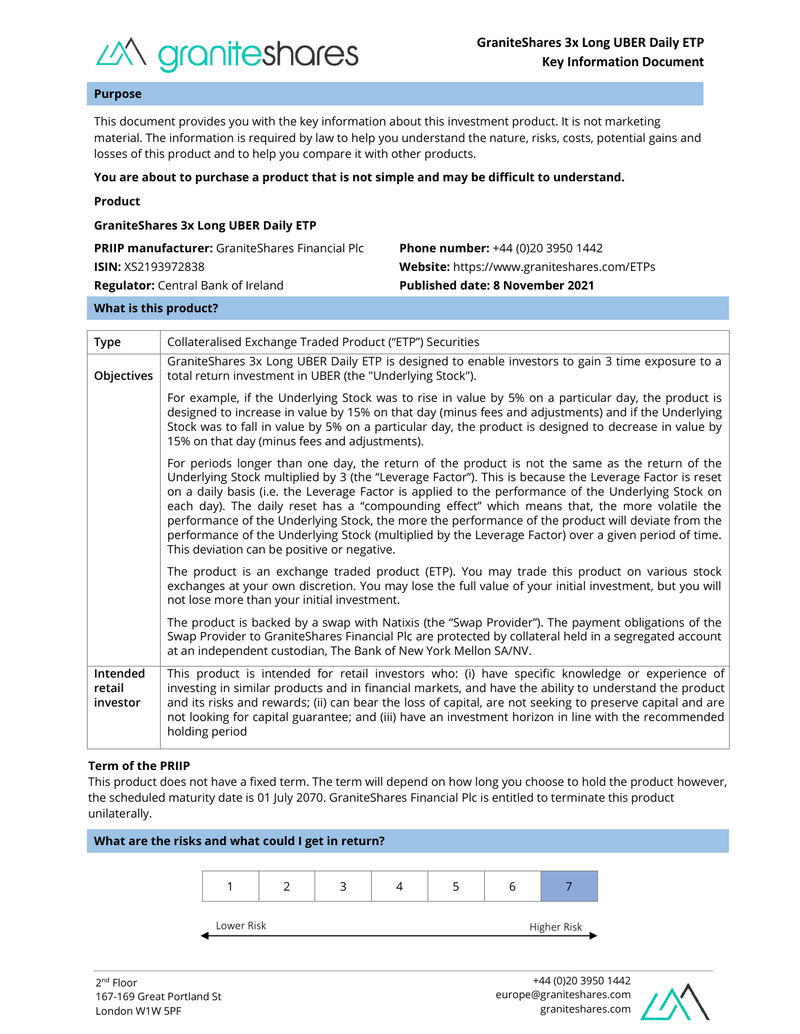**GraniteShares 3x Long UBER Daily ETP**
**Key Information Document**

## Purpose

This document provides you with the key information about this investment product. It is not marketing material. The information is required by law to help you understand the nature, risks, costs, potential gains and losses of this product and to help you compare it with other products.

**You are about to purchase a product that is not simple and may be difficult to understand.**

**Product**

**GraniteShares 3x Long UBER Daily ETP**

**PRIIP manufacturer:** GraniteShares Financial Plc
**ISIN:** XS2193972838
**Regulator:** Central Bank of Ireland

**Phone number:** +44 (0)20 3950 1442
**Website:** https://www.graniteshares.com/ETPs
**Published date: 8 November 2021**

## What is this product?

| | |
|---|---|
| **Type** | Collateralised Exchange Traded Product ("ETP") Securities |
| **Objectives** | GraniteShares 3x Long UBER Daily ETP is designed to enable investors to gain 3 time exposure to a total return investment in UBER (the "Underlying Stock").<br><br>For example, if the Underlying Stock was to rise in value by 5% on a particular day, the product is designed to increase in value by 15% on that day (minus fees and adjustments) and if the Underlying Stock was to fall in value by 5% on a particular day, the product is designed to decrease in value by 15% on that day (minus fees and adjustments).<br><br>For periods longer than one day, the return of the product is not the same as the return of the Underlying Stock multiplied by 3 (the "Leverage Factor"). This is because the Leverage Factor is reset on a daily basis (i.e. the Leverage Factor is applied to the performance of the Underlying Stock on each day). The daily reset has a "compounding effect" which means that, the more volatile the performance of the Underlying Stock, the more the performance of the product will deviate from the performance of the Underlying Stock (multiplied by the Leverage Factor) over a given period of time. This deviation can be positive or negative.<br><br>The product is an exchange traded product (ETP). You may trade this product on various stock exchanges at your own discretion. You may lose the full value of your initial investment, but you will not lose more than your initial investment.<br><br>The product is backed by a swap with Natixis (the "Swap Provider"). The payment obligations of the Swap Provider to GraniteShares Financial Plc are protected by collateral held in a segregated account at an independent custodian, The Bank of New York Mellon SA/NV. |
| **Intended retail investor** | This product is intended for retail investors who: (i) have specific knowledge or experience of investing in similar products and in financial markets, and have the ability to understand the product and its risks and rewards; (ii) can bear the loss of capital, are not seeking to preserve capital and are not looking for capital guarantee; and (iii) have an investment horizon in line with the recommended holding period |

**Term of the PRIIP**
This product does not have a fixed term. The term will depend on how long you choose to hold the product however, the scheduled maturity date is 01 July 2070. GraniteShares Financial Plc is entitled to terminate this product unilaterally.

## What are the risks and what could I get in return?

1 2 3 4 5 6 **7**

Lower Risk
Higher Risk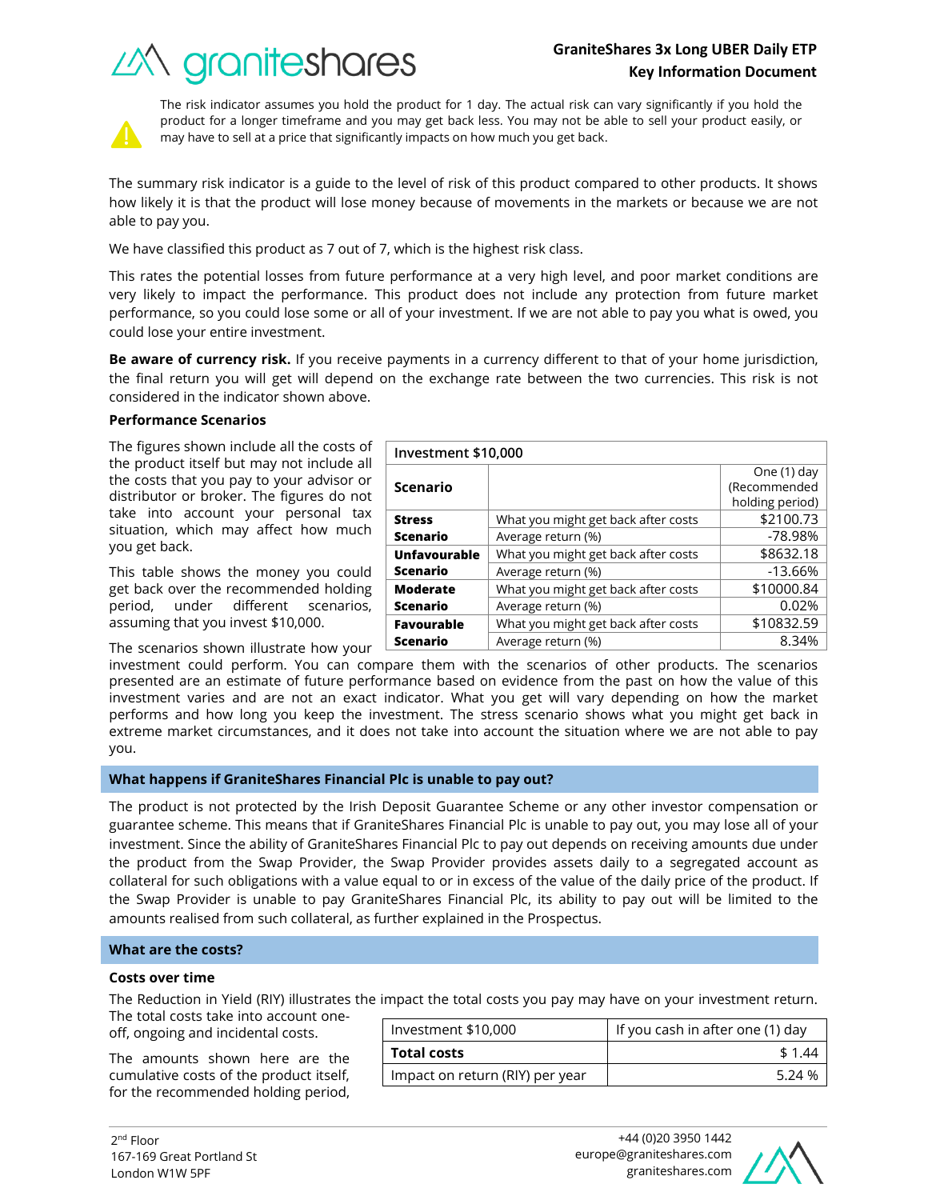The risk indicator assumes you hold the product for 1 day. The actual risk can vary significantly if you hold the product for a longer timeframe and you may get back less. You may not be able to sell your product easily, or may have to sell at a price that significantly impacts on how much you get back.

The summary risk indicator is a guide to the level of risk of this product compared to other products. It shows how likely it is that the product will lose money because of movements in the markets or because we are not able to pay you.

We have classified this product as 7 out of 7, which is the highest risk class.

This rates the potential losses from future performance at a very high level, and poor market conditions are very likely to impact the performance. This product does not include any protection from future market performance, so you could lose some or all of your investment. If we are not able to pay you what is owed, you could lose your entire investment.

**Be aware of currency risk.** If you receive payments in a currency different to that of your home jurisdiction, the final return you will get will depend on the exchange rate between the two currencies. This risk is not considered in the indicator shown above.

### Performance Scenarios

The figures shown include all the costs of the product itself but may not include all the costs that you pay to your advisor or distributor or broker. The figures do not take into account your personal tax situation, which may affect how much you get back.

This table shows the money you could get back over the recommended holding period, under different scenarios, assuming that you invest $10,000.

| Investment $10,000 | | |
|---|---|---|
| **Scenario** | | One (1) day (Recommended holding period) |
| **Stress Scenario** | What you might get back after costs | $2100.73 |
| | Average return (%) | -78.98% |
| **Unfavourable Scenario** | What you might get back after costs | $8632.18 |
| | Average return (%) | -13.66% |
| **Moderate Scenario** | What you might get back after costs | $10000.84 |
| | Average return (%) | 0.02% |
| **Favourable Scenario** | What you might get back after costs | $10832.59 |
| | Average return (%) | 8.34% |

The scenarios shown illustrate how your investment could perform. You can compare them with the scenarios of other products. The scenarios presented are an estimate of future performance based on evidence from the past on how the value of this investment varies and are not an exact indicator. What you get will vary depending on how the market performs and how long you keep the investment. The stress scenario shows what you might get back in extreme market circumstances, and it does not take into account the situation where we are not able to pay you.

## What happens if GraniteShares Financial Plc is unable to pay out?

The product is not protected by the Irish Deposit Guarantee Scheme or any other investor compensation or guarantee scheme. This means that if GraniteShares Financial Plc is unable to pay out, you may lose all of your investment. Since the ability of GraniteShares Financial Plc to pay out depends on receiving amounts due under the product from the Swap Provider, the Swap Provider provides assets daily to a segregated account as collateral for such obligations with a value equal to or in excess of the value of the daily price of the product. If the Swap Provider is unable to pay GraniteShares Financial Plc, its ability to pay out will be limited to the amounts realised from such collateral, as further explained in the Prospectus.

## What are the costs?

### Costs over time

The Reduction in Yield (RIY) illustrates the impact the total costs you pay may have on your investment return. The total costs take into account one-off, ongoing and incidental costs.

The amounts shown here are the cumulative costs of the product itself, for the recommended holding period,

| Investment $10,000 | If you cash in after one (1) day |
|---|---|
| **Total costs** | $ 1.44 |
| Impact on return (RIY) per year | 5.24 % |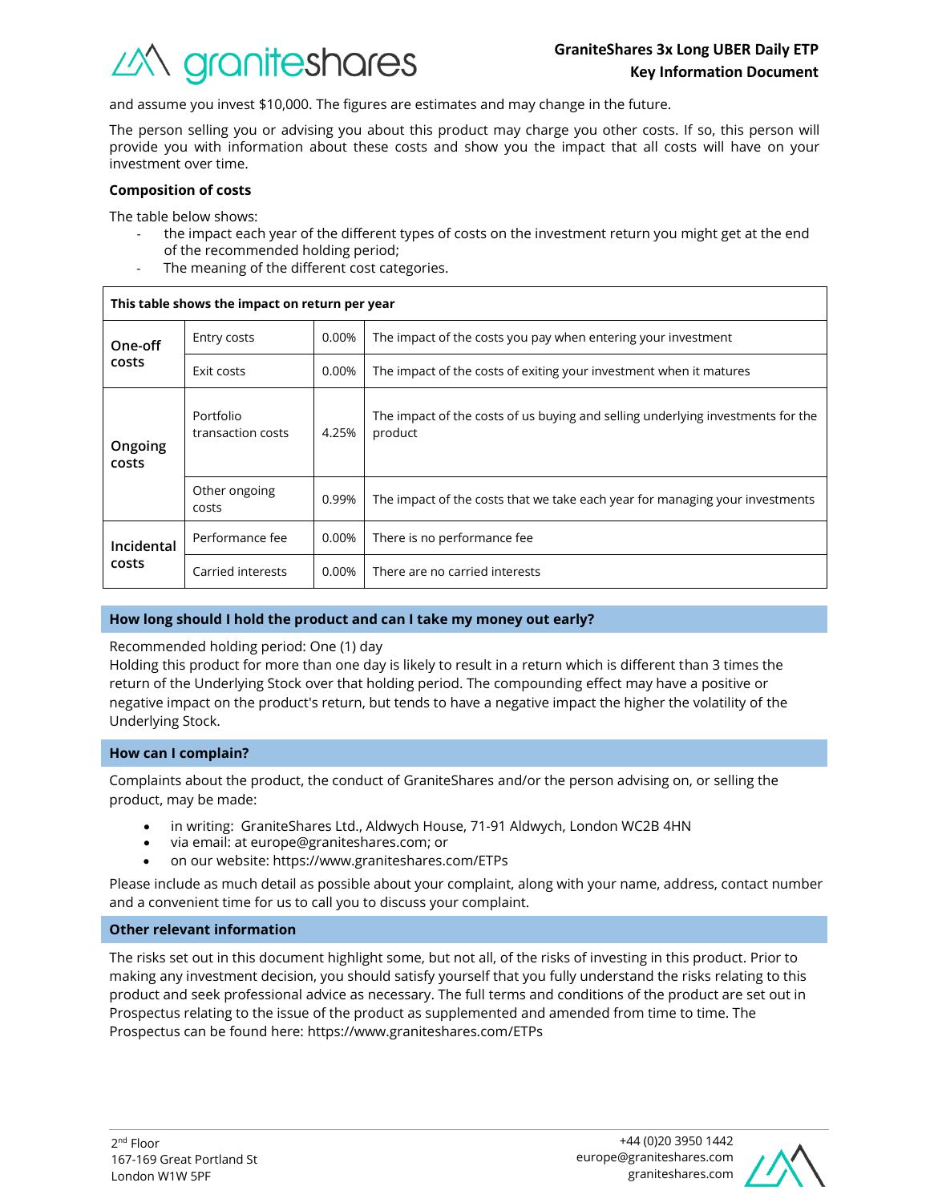and assume you invest $10,000. The figures are estimates and may change in the future.

The person selling you or advising you about this product may charge you other costs. If so, this person will provide you with information about these costs and show you the impact that all costs will have on your investment over time.

**Composition of costs**

The table below shows:

- the impact each year of the different types of costs on the investment return you might get at the end of the recommended holding period;
- The meaning of the different cost categories.

| This table shows the impact on return per year | | | |
|---|---|---|---|
| One-off costs | Entry costs | 0.00% | The impact of the costs you pay when entering your investment |
| | Exit costs | 0.00% | The impact of the costs of exiting your investment when it matures |
| Ongoing costs | Portfolio transaction costs | 4.25% | The impact of the costs of us buying and selling underlying investments for the product |
| | Other ongoing costs | 0.99% | The impact of the costs that we take each year for managing your investments |
| Incidental costs | Performance fee | 0.00% | There is no performance fee |
| | Carried interests | 0.00% | There are no carried interests |

## How long should I hold the product and can I take my money out early?

Recommended holding period: One (1) day
Holding this product for more than one day is likely to result in a return which is different than 3 times the return of the Underlying Stock over that holding period. The compounding effect may have a positive or negative impact on the product's return, but tends to have a negative impact the higher the volatility of the Underlying Stock.

## How can I complain?

Complaints about the product, the conduct of GraniteShares and/or the person advising on, or selling the product, may be made:

- in writing: GraniteShares Ltd., Aldwych House, 71-91 Aldwych, London WC2B 4HN
- via email: at europe@graniteshares.com; or
- on our website: https://www.graniteshares.com/ETPs

Please include as much detail as possible about your complaint, along with your name, address, contact number and a convenient time for us to call you to discuss your complaint.

## Other relevant information

The risks set out in this document highlight some, but not all, of the risks of investing in this product. Prior to making any investment decision, you should satisfy yourself that you fully understand the risks relating to this product and seek professional advice as necessary. The full terms and conditions of the product are set out in Prospectus relating to the issue of the product as supplemented and amended from time to time. The Prospectus can be found here: https://www.graniteshares.com/ETPs